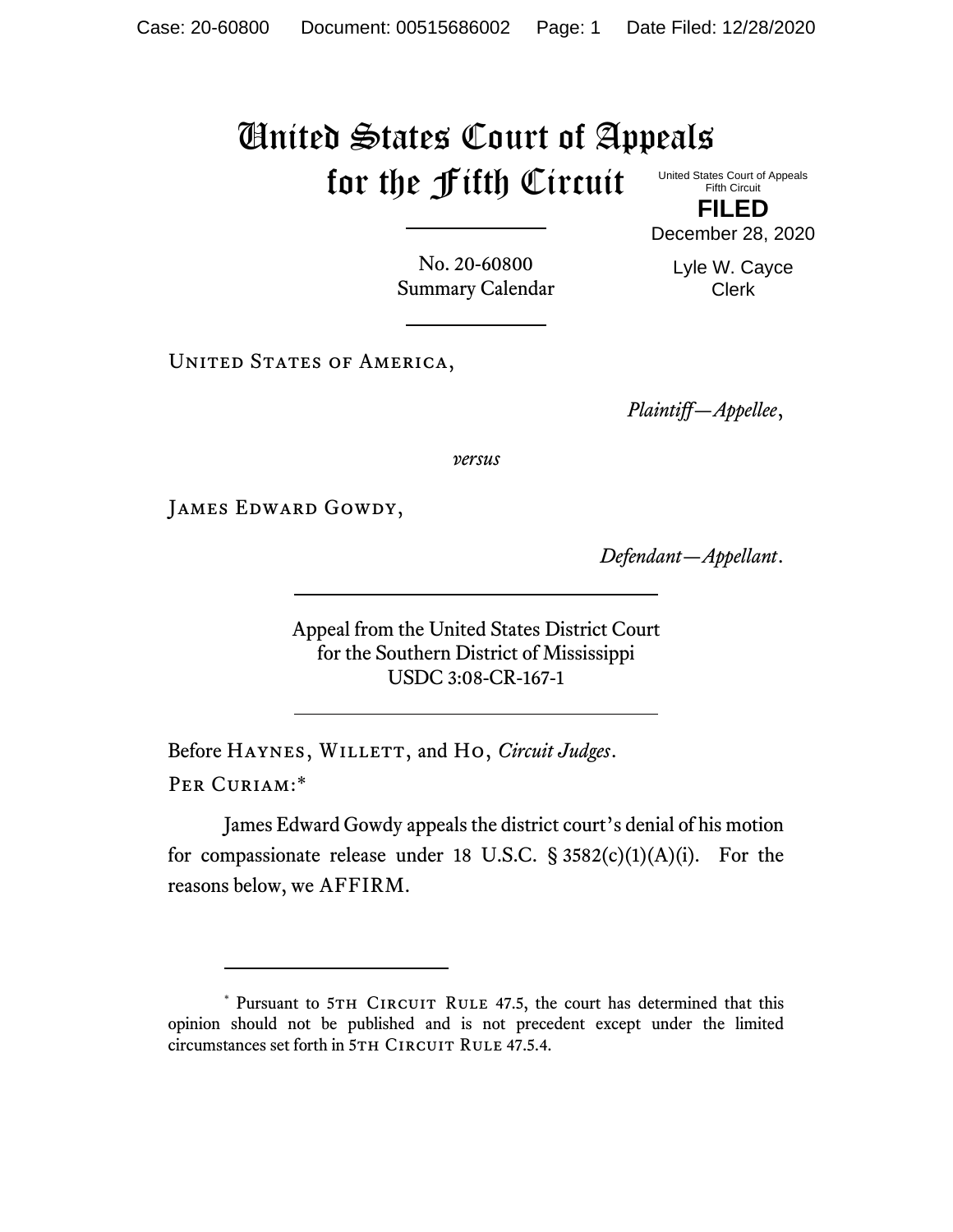# United States Court of Appeals for the Fifth Circuit

United States Court of Appeals
Fifth Circuit

**FILED**

December 28, 2020

Lyle W. Cayce
Clerk

No. 20-60800
Summary Calendar

United States of America,

*Plaintiff—Appellee*,

*versus*

James Edward Gowdy,

*Defendant—Appellant*.

Appeal from the United States District Court
for the Southern District of Mississippi
USDC 3:08-CR-167-1

Before Haynes, Willett, and Ho, *Circuit Judges*.

Per Curiam:*

James Edward Gowdy appeals the district court's denial of his motion for compassionate release under 18 U.S.C. § 3582(c)(1)(A)(i). For the reasons below, we AFFIRM.

---

\* Pursuant to 5th Circuit Rule 47.5, the court has determined that this opinion should not be published and is not precedent except under the limited circumstances set forth in 5th Circuit Rule 47.5.4.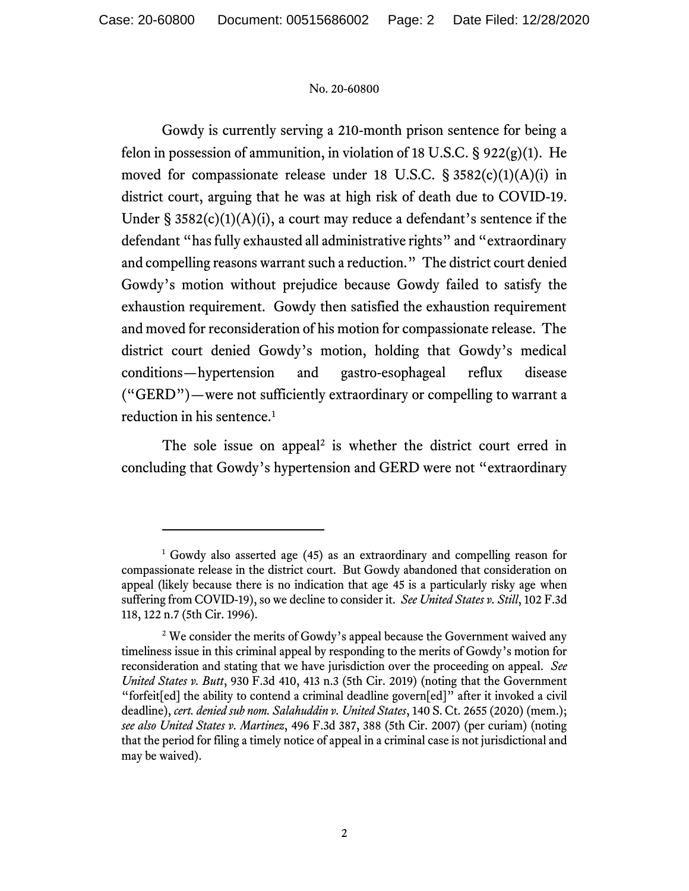Gowdy is currently serving a 210-month prison sentence for being a felon in possession of ammunition, in violation of 18 U.S.C. § 922(g)(1). He moved for compassionate release under 18 U.S.C. § 3582(c)(1)(A)(i) in district court, arguing that he was at high risk of death due to COVID-19. Under § 3582(c)(1)(A)(i), a court may reduce a defendant's sentence if the defendant "has fully exhausted all administrative rights" and "extraordinary and compelling reasons warrant such a reduction." The district court denied Gowdy's motion without prejudice because Gowdy failed to satisfy the exhaustion requirement. Gowdy then satisfied the exhaustion requirement and moved for reconsideration of his motion for compassionate release. The district court denied Gowdy's motion, holding that Gowdy's medical conditions—hypertension and gastro-esophageal reflux disease ("GERD")—were not sufficiently extraordinary or compelling to warrant a reduction in his sentence.[1]

The sole issue on appeal[2] is whether the district court erred in concluding that Gowdy's hypertension and GERD were not "extraordinary

---

[1] Gowdy also asserted age (45) as an extraordinary and compelling reason for compassionate release in the district court. But Gowdy abandoned that consideration on appeal (likely because there is no indication that age 45 is a particularly risky age when suffering from COVID-19), so we decline to consider it. *See United States v. Still*, 102 F.3d 118, 122 n.7 (5th Cir. 1996).

[2] We consider the merits of Gowdy's appeal because the Government waived any timeliness issue in this criminal appeal by responding to the merits of Gowdy's motion for reconsideration and stating that we have jurisdiction over the proceeding on appeal. *See United States v. Butt*, 930 F.3d 410, 413 n.3 (5th Cir. 2019) (noting that the Government "forfeit[ed] the ability to contend a criminal deadline govern[ed]" after it invoked a civil deadline), *cert. denied sub nom. Salahuddin v. United States*, 140 S. Ct. 2655 (2020) (mem.); *see also United States v. Martinez*, 496 F.3d 387, 388 (5th Cir. 2007) (per curiam) (noting that the period for filing a timely notice of appeal in a criminal case is not jurisdictional and may be waived).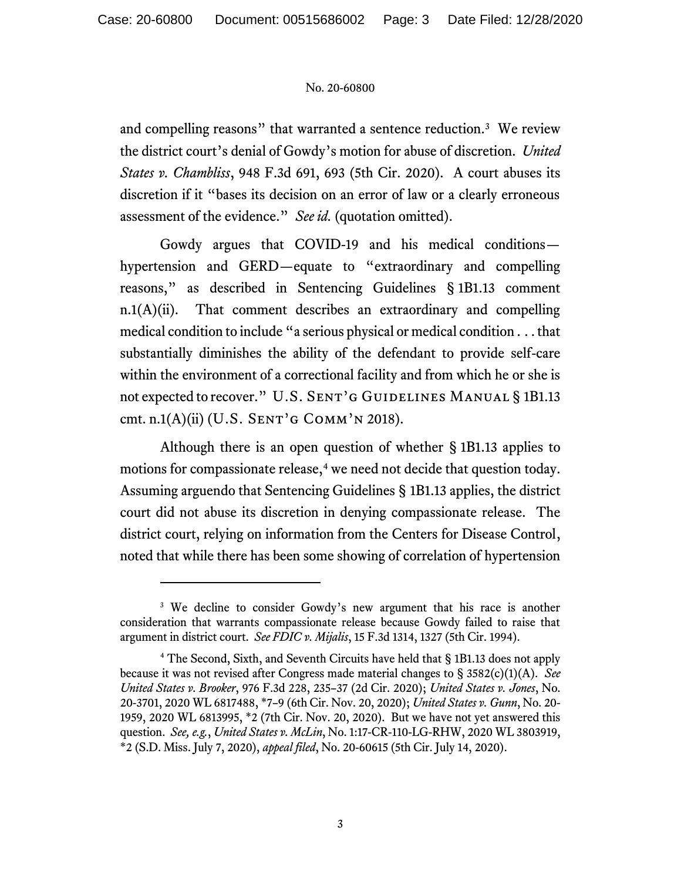and compelling reasons" that warranted a sentence reduction.[3] We review the district court's denial of Gowdy's motion for abuse of discretion. *United States v. Chambliss*, 948 F.3d 691, 693 (5th Cir. 2020). A court abuses its discretion if it "bases its decision on an error of law or a clearly erroneous assessment of the evidence." *See id.* (quotation omitted).

Gowdy argues that COVID-19 and his medical conditions—hypertension and GERD—equate to "extraordinary and compelling reasons," as described in Sentencing Guidelines § 1B1.13 comment n.1(A)(ii). That comment describes an extraordinary and compelling medical condition to include "a serious physical or medical condition . . . that substantially diminishes the ability of the defendant to provide self-care within the environment of a correctional facility and from which he or she is not expected to recover." U.S. SENT'G GUIDELINES MANUAL § 1B1.13 cmt. n.1(A)(ii) (U.S. SENT'G COMM'N 2018).

Although there is an open question of whether § 1B1.13 applies to motions for compassionate release,[4] we need not decide that question today. Assuming arguendo that Sentencing Guidelines § 1B1.13 applies, the district court did not abuse its discretion in denying compassionate release. The district court, relying on information from the Centers for Disease Control, noted that while there has been some showing of correlation of hypertension

---

[3] We decline to consider Gowdy's new argument that his race is another consideration that warrants compassionate release because Gowdy failed to raise that argument in district court. *See FDIC v. Mijalis*, 15 F.3d 1314, 1327 (5th Cir. 1994).

[4] The Second, Sixth, and Seventh Circuits have held that § 1B1.13 does not apply because it was not revised after Congress made material changes to § 3582(c)(1)(A). *See United States v. Brooker*, 976 F.3d 228, 235–37 (2d Cir. 2020); *United States v. Jones*, No. 20-3701, 2020 WL 6817488, *7–9 (6th Cir. Nov. 20, 2020); *United States v. Gunn*, No. 20-1959, 2020 WL 6813995, *2 (7th Cir. Nov. 20, 2020). But we have not yet answered this question. *See, e.g.*, *United States v. McLin*, No. 1:17-CR-110-LG-RHW, 2020 WL 3803919, *2 (S.D. Miss. July 7, 2020), *appeal filed*, No. 20-60615 (5th Cir. July 14, 2020).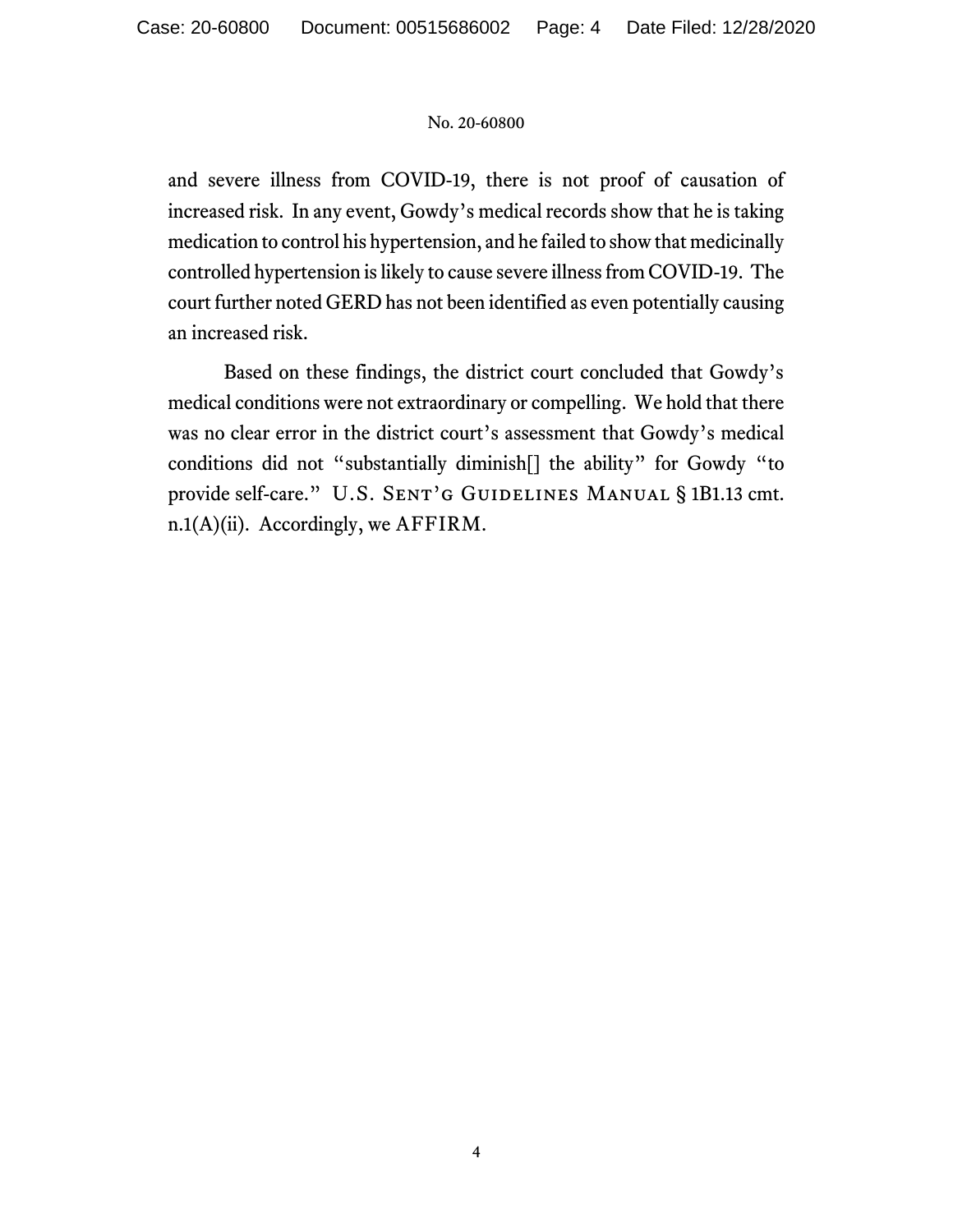and severe illness from COVID-19, there is not proof of causation of increased risk. In any event, Gowdy's medical records show that he is taking medication to control his hypertension, and he failed to show that medicinally controlled hypertension is likely to cause severe illness from COVID-19. The court further noted GERD has not been identified as even potentially causing an increased risk.

Based on these findings, the district court concluded that Gowdy's medical conditions were not extraordinary or compelling. We hold that there was no clear error in the district court's assessment that Gowdy's medical conditions did not "substantially diminish[] the ability" for Gowdy "to provide self-care." U.S. Sent'g Guidelines Manual § 1B1.13 cmt. n.1(A)(ii). Accordingly, we AFFIRM.